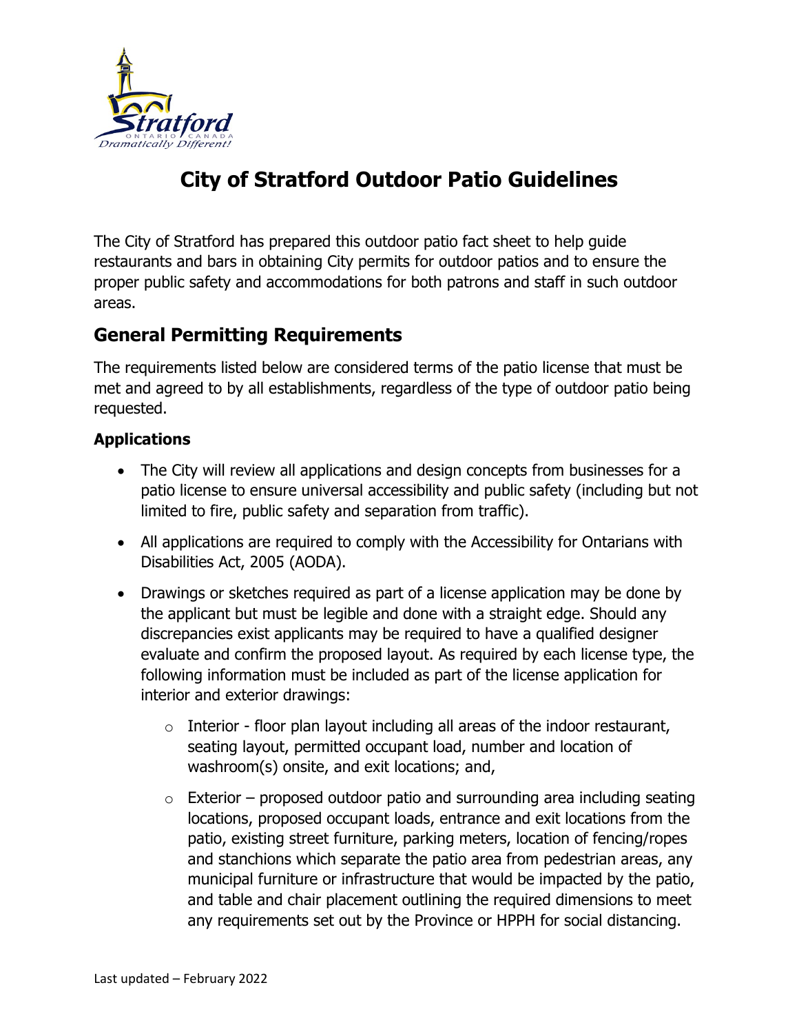# City of Stratford Outdoor Patio Guidelines

The City of Stratford has prepared this outdoor patio fact sheet to help guide restaurants and bars in obtaining City permits for outdoor patios and to ensure the proper public safety and accommodations for both patrons and staff in such outdoor areas.

## General Permitting Requirements

The requirements listed below are considered terms of the patio license that must be met and agreed to by all establishments, regardless of the type of outdoor patio being requested.

### Applications

- The City will review all applications and design concepts from businesses for a patio license to ensure universal accessibility and public safety (including but not limited to fire, public safety and separation from traffic).
- All applications are required to comply with the Accessibility for Ontarians with Disabilities Act, 2005 (AODA).
- Drawings or sketches required as part of a license application may be done by the applicant but must be legible and done with a straight edge. Should any discrepancies exist applicants may be required to have a qualified designer evaluate and confirm the proposed layout. As required by each license type, the following information must be included as part of the license application for interior and exterior drawings:
  - Interior - floor plan layout including all areas of the indoor restaurant, seating layout, permitted occupant load, number and location of washroom(s) onsite, and exit locations; and,
  - Exterior – proposed outdoor patio and surrounding area including seating locations, proposed occupant loads, entrance and exit locations from the patio, existing street furniture, parking meters, location of fencing/ropes and stanchions which separate the patio area from pedestrian areas, any municipal furniture or infrastructure that would be impacted by the patio, and table and chair placement outlining the required dimensions to meet any requirements set out by the Province or HPPH for social distancing.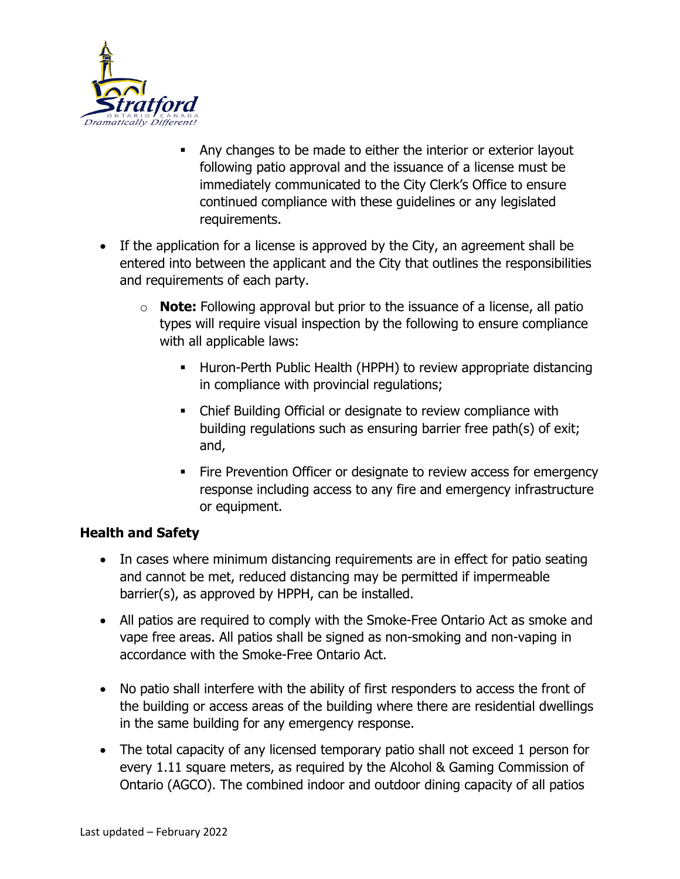- Any changes to be made to either the interior or exterior layout following patio approval and the issuance of a license must be immediately communicated to the City Clerk's Office to ensure continued compliance with these guidelines or any legislated requirements.

- If the application for a license is approved by the City, an agreement shall be entered into between the applicant and the City that outlines the responsibilities and requirements of each party.
    - **Note:** Following approval but prior to the issuance of a license, all patio types will require visual inspection by the following to ensure compliance with all applicable laws:
        - Huron-Perth Public Health (HPPH) to review appropriate distancing in compliance with provincial regulations;
        - Chief Building Official or designate to review compliance with building regulations such as ensuring barrier free path(s) of exit; and,
        - Fire Prevention Officer or designate to review access for emergency response including access to any fire and emergency infrastructure or equipment.

### Health and Safety

- In cases where minimum distancing requirements are in effect for patio seating and cannot be met, reduced distancing may be permitted if impermeable barrier(s), as approved by HPPH, can be installed.
- All patios are required to comply with the Smoke-Free Ontario Act as smoke and vape free areas. All patios shall be signed as non-smoking and non-vaping in accordance with the Smoke-Free Ontario Act.
- No patio shall interfere with the ability of first responders to access the front of the building or access areas of the building where there are residential dwellings in the same building for any emergency response.
- The total capacity of any licensed temporary patio shall not exceed 1 person for every 1.11 square meters, as required by the Alcohol & Gaming Commission of Ontario (AGCO). The combined indoor and outdoor dining capacity of all patios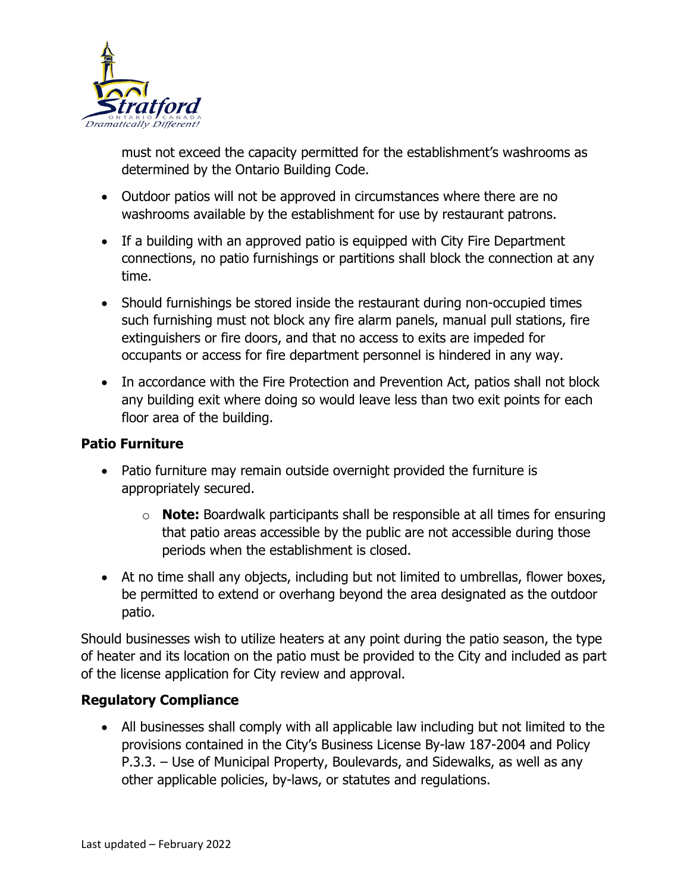must not exceed the capacity permitted for the establishment's washrooms as determined by the Ontario Building Code.

- Outdoor patios will not be approved in circumstances where there are no washrooms available by the establishment for use by restaurant patrons.
- If a building with an approved patio is equipped with City Fire Department connections, no patio furnishings or partitions shall block the connection at any time.
- Should furnishings be stored inside the restaurant during non-occupied times such furnishing must not block any fire alarm panels, manual pull stations, fire extinguishers or fire doors, and that no access to exits are impeded for occupants or access for fire department personnel is hindered in any way.
- In accordance with the Fire Protection and Prevention Act, patios shall not block any building exit where doing so would leave less than two exit points for each floor area of the building.

### Patio Furniture

- Patio furniture may remain outside overnight provided the furniture is appropriately secured.
  - **Note:** Boardwalk participants shall be responsible at all times for ensuring that patio areas accessible by the public are not accessible during those periods when the establishment is closed.
- At no time shall any objects, including but not limited to umbrellas, flower boxes, be permitted to extend or overhang beyond the area designated as the outdoor patio.

Should businesses wish to utilize heaters at any point during the patio season, the type of heater and its location on the patio must be provided to the City and included as part of the license application for City review and approval.

### Regulatory Compliance

- All businesses shall comply with all applicable law including but not limited to the provisions contained in the City's Business License By-law 187-2004 and Policy P.3.3. – Use of Municipal Property, Boulevards, and Sidewalks, as well as any other applicable policies, by-laws, or statutes and regulations.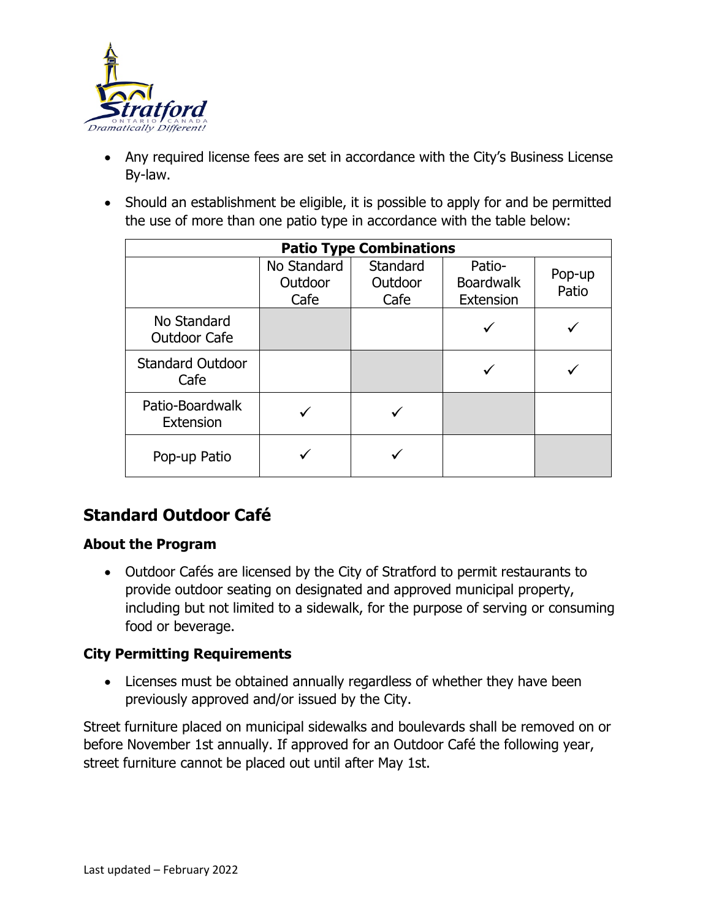- Any required license fees are set in accordance with the City's Business License By-law.
- Should an establishment be eligible, it is possible to apply for and be permitted the use of more than one patio type in accordance with the table below:

| Patio Type Combinations | | | | |
|---|---|---|---|---|
| | No Standard Outdoor Cafe | Standard Outdoor Cafe | Patio-Boardwalk Extension | Pop-up Patio |
| No Standard Outdoor Cafe | | | ✓ | ✓ |
| Standard Outdoor Cafe | | | ✓ | ✓ |
| Patio-Boardwalk Extension | ✓ | ✓ | | |
| Pop-up Patio | ✓ | ✓ | | |

## Standard Outdoor Café

### About the Program

- Outdoor Cafés are licensed by the City of Stratford to permit restaurants to provide outdoor seating on designated and approved municipal property, including but not limited to a sidewalk, for the purpose of serving or consuming food or beverage.

### City Permitting Requirements

- Licenses must be obtained annually regardless of whether they have been previously approved and/or issued by the City.

Street furniture placed on municipal sidewalks and boulevards shall be removed on or before November 1st annually. If approved for an Outdoor Café the following year, street furniture cannot be placed out until after May 1st.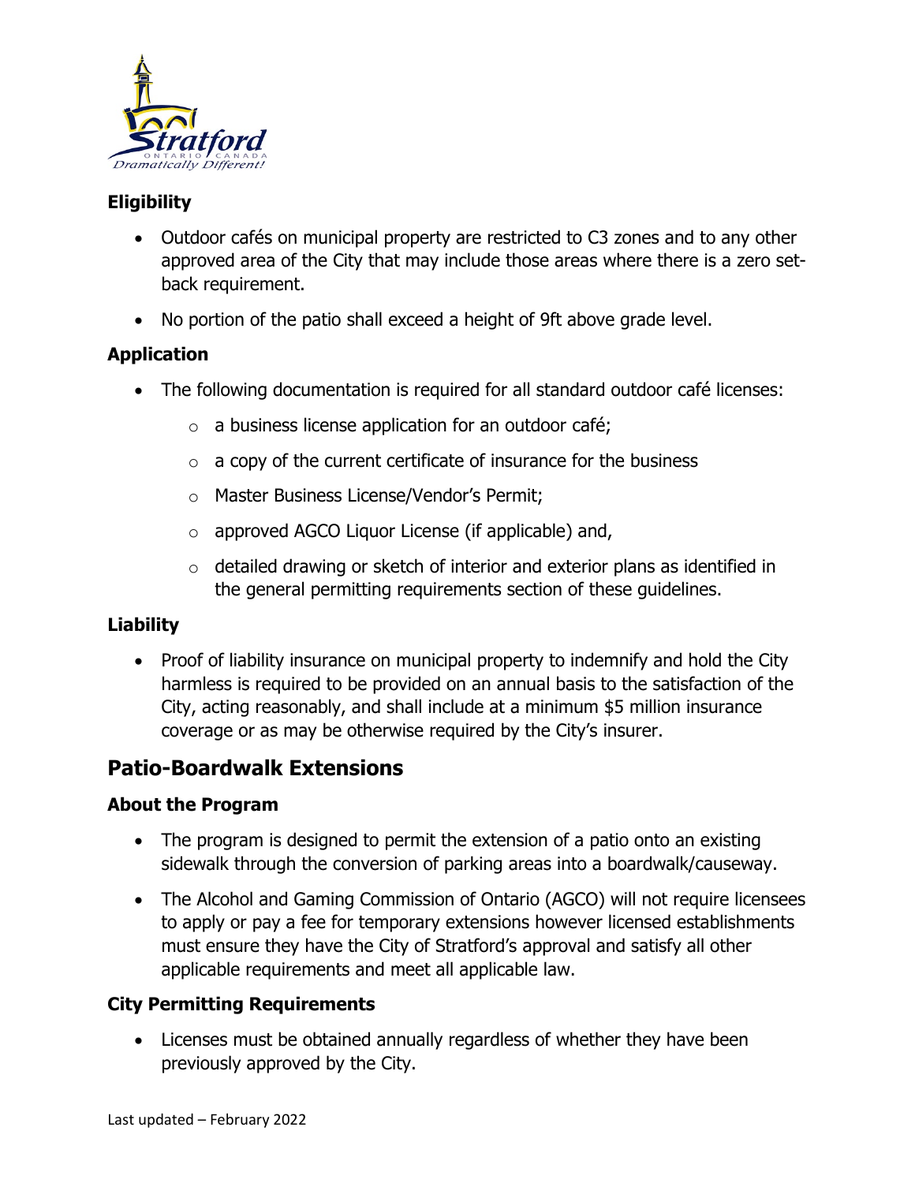### Eligibility

- Outdoor cafés on municipal property are restricted to C3 zones and to any other approved area of the City that may include those areas where there is a zero set-back requirement.
- No portion of the patio shall exceed a height of 9ft above grade level.

### Application

- The following documentation is required for all standard outdoor café licenses:
  - a business license application for an outdoor café;
  - a copy of the current certificate of insurance for the business
  - Master Business License/Vendor's Permit;
  - approved AGCO Liquor License (if applicable) and,
  - detailed drawing or sketch of interior and exterior plans as identified in the general permitting requirements section of these guidelines.

### Liability

- Proof of liability insurance on municipal property to indemnify and hold the City harmless is required to be provided on an annual basis to the satisfaction of the City, acting reasonably, and shall include at a minimum $5 million insurance coverage or as may be otherwise required by the City's insurer.

## Patio-Boardwalk Extensions

### About the Program

- The program is designed to permit the extension of a patio onto an existing sidewalk through the conversion of parking areas into a boardwalk/causeway.
- The Alcohol and Gaming Commission of Ontario (AGCO) will not require licensees to apply or pay a fee for temporary extensions however licensed establishments must ensure they have the City of Stratford's approval and satisfy all other applicable requirements and meet all applicable law.

### City Permitting Requirements

- Licenses must be obtained annually regardless of whether they have been previously approved by the City.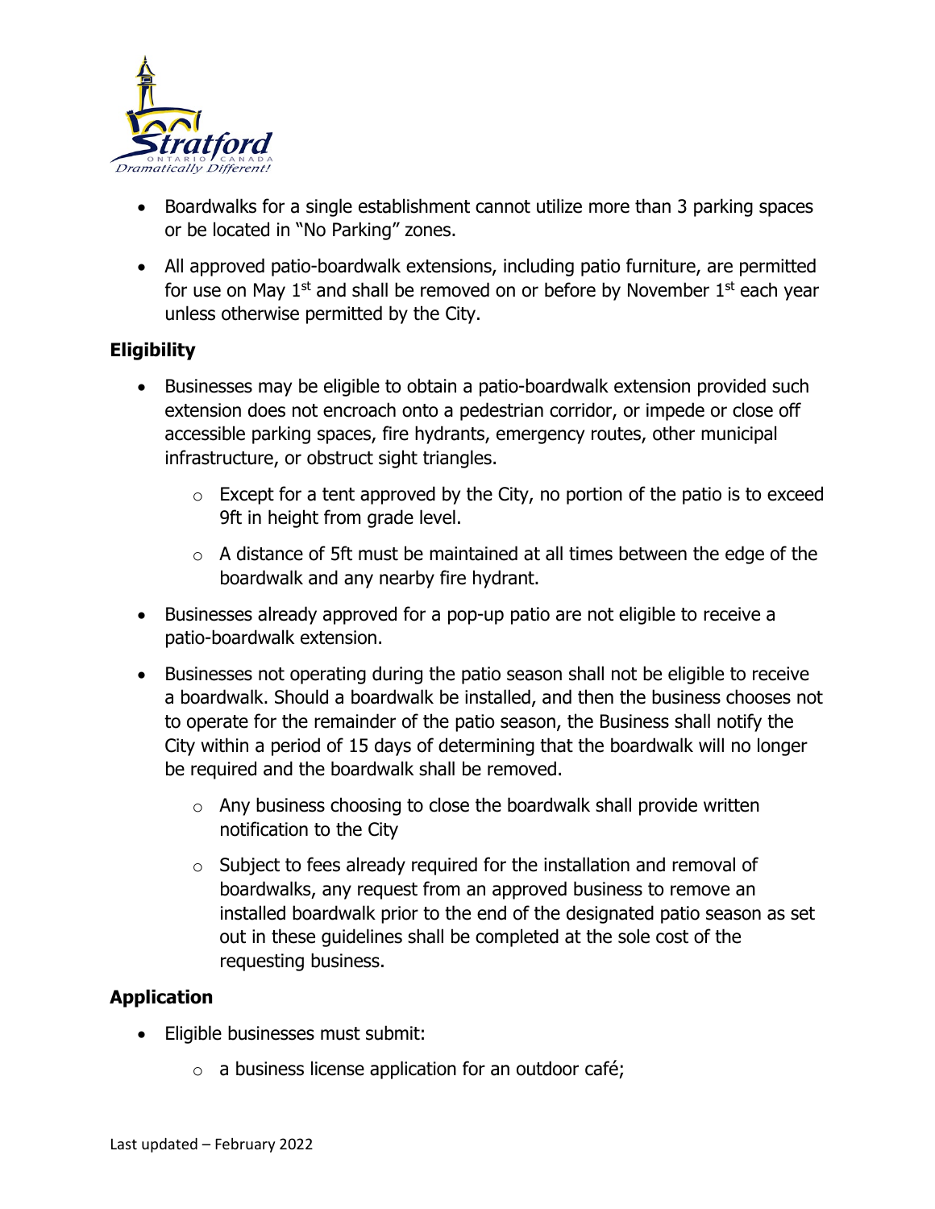- Boardwalks for a single establishment cannot utilize more than 3 parking spaces or be located in "No Parking" zones.
- All approved patio-boardwalk extensions, including patio furniture, are permitted for use on May 1st and shall be removed on or before by November 1st each year unless otherwise permitted by the City.

## Eligibility

- Businesses may be eligible to obtain a patio-boardwalk extension provided such extension does not encroach onto a pedestrian corridor, or impede or close off accessible parking spaces, fire hydrants, emergency routes, other municipal infrastructure, or obstruct sight triangles.
  - Except for a tent approved by the City, no portion of the patio is to exceed 9ft in height from grade level.
  - A distance of 5ft must be maintained at all times between the edge of the boardwalk and any nearby fire hydrant.
- Businesses already approved for a pop-up patio are not eligible to receive a patio-boardwalk extension.
- Businesses not operating during the patio season shall not be eligible to receive a boardwalk. Should a boardwalk be installed, and then the business chooses not to operate for the remainder of the patio season, the Business shall notify the City within a period of 15 days of determining that the boardwalk will no longer be required and the boardwalk shall be removed.
  - Any business choosing to close the boardwalk shall provide written notification to the City
  - Subject to fees already required for the installation and removal of boardwalks, any request from an approved business to remove an installed boardwalk prior to the end of the designated patio season as set out in these guidelines shall be completed at the sole cost of the requesting business.

## Application

- Eligible businesses must submit:
  - a business license application for an outdoor café;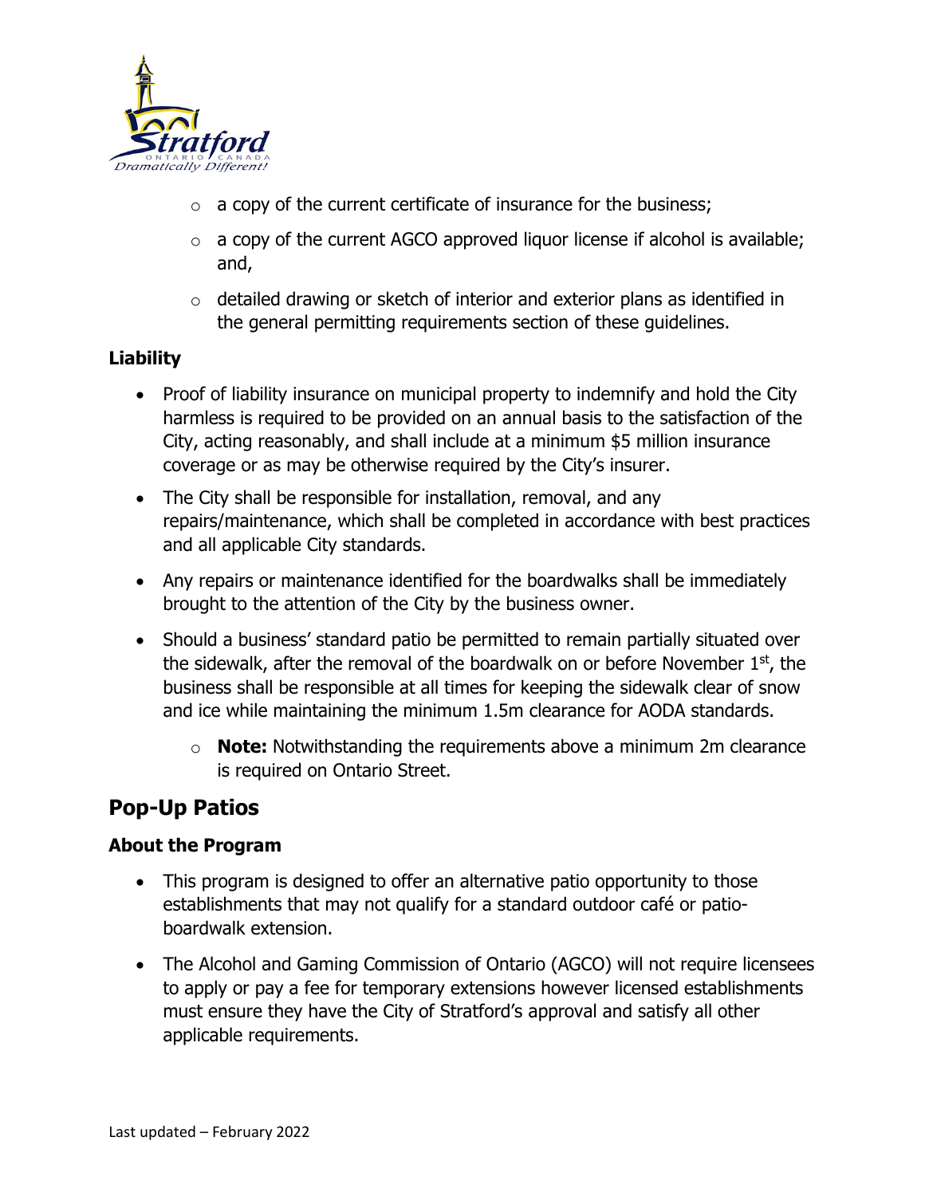- a copy of the current certificate of insurance for the business;
    - a copy of the current AGCO approved liquor license if alcohol is available; and,
    - detailed drawing or sketch of interior and exterior plans as identified in the general permitting requirements section of these guidelines.

### Liability

- Proof of liability insurance on municipal property to indemnify and hold the City harmless is required to be provided on an annual basis to the satisfaction of the City, acting reasonably, and shall include at a minimum $5 million insurance coverage or as may be otherwise required by the City's insurer.
- The City shall be responsible for installation, removal, and any repairs/maintenance, which shall be completed in accordance with best practices and all applicable City standards.
- Any repairs or maintenance identified for the boardwalks shall be immediately brought to the attention of the City by the business owner.
- Should a business' standard patio be permitted to remain partially situated over the sidewalk, after the removal of the boardwalk on or before November 1st, the business shall be responsible at all times for keeping the sidewalk clear of snow and ice while maintaining the minimum 1.5m clearance for AODA standards.
    - **Note:** Notwithstanding the requirements above a minimum 2m clearance is required on Ontario Street.

## Pop-Up Patios

### About the Program

- This program is designed to offer an alternative patio opportunity to those establishments that may not qualify for a standard outdoor café or patio-boardwalk extension.
- The Alcohol and Gaming Commission of Ontario (AGCO) will not require licensees to apply or pay a fee for temporary extensions however licensed establishments must ensure they have the City of Stratford's approval and satisfy all other applicable requirements.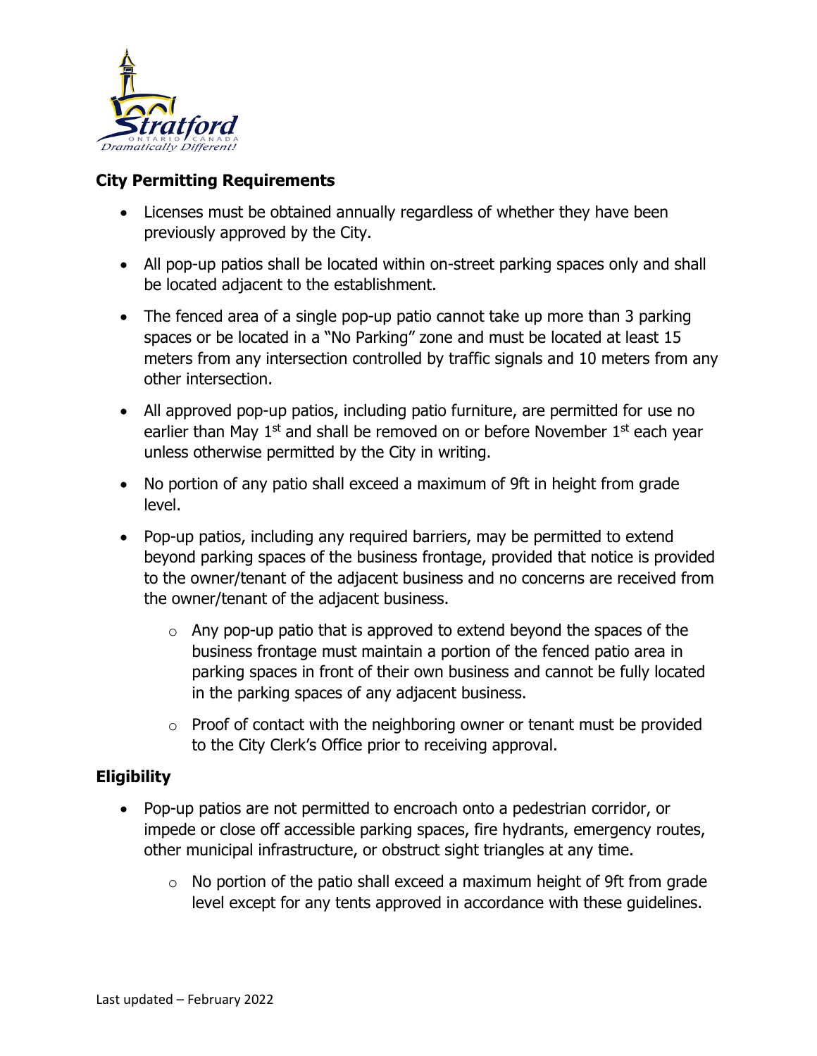## City Permitting Requirements

- Licenses must be obtained annually regardless of whether they have been previously approved by the City.
- All pop-up patios shall be located within on-street parking spaces only and shall be located adjacent to the establishment.
- The fenced area of a single pop-up patio cannot take up more than 3 parking spaces or be located in a "No Parking" zone and must be located at least 15 meters from any intersection controlled by traffic signals and 10 meters from any other intersection.
- All approved pop-up patios, including patio furniture, are permitted for use no earlier than May 1st and shall be removed on or before November 1st each year unless otherwise permitted by the City in writing.
- No portion of any patio shall exceed a maximum of 9ft in height from grade level.
- Pop-up patios, including any required barriers, may be permitted to extend beyond parking spaces of the business frontage, provided that notice is provided to the owner/tenant of the adjacent business and no concerns are received from the owner/tenant of the adjacent business.
  - Any pop-up patio that is approved to extend beyond the spaces of the business frontage must maintain a portion of the fenced patio area in parking spaces in front of their own business and cannot be fully located in the parking spaces of any adjacent business.
  - Proof of contact with the neighboring owner or tenant must be provided to the City Clerk's Office prior to receiving approval.

## Eligibility

- Pop-up patios are not permitted to encroach onto a pedestrian corridor, or impede or close off accessible parking spaces, fire hydrants, emergency routes, other municipal infrastructure, or obstruct sight triangles at any time.
  - No portion of the patio shall exceed a maximum height of 9ft from grade level except for any tents approved in accordance with these guidelines.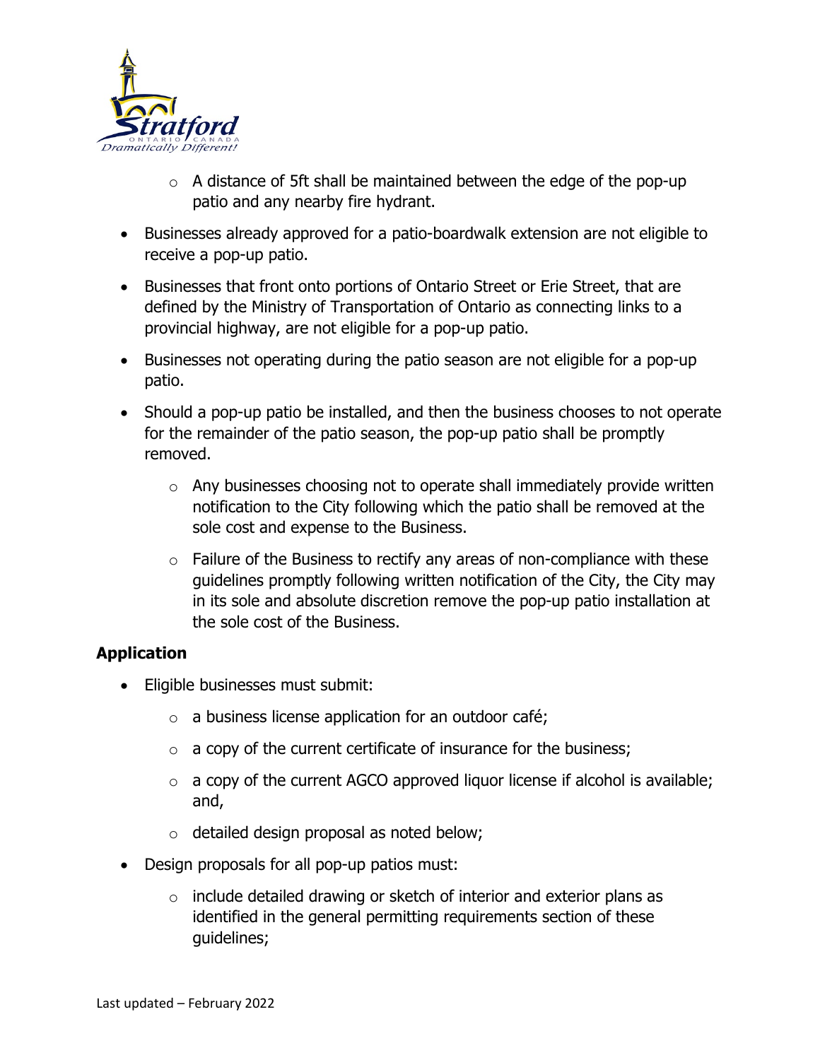- A distance of 5ft shall be maintained between the edge of the pop-up patio and any nearby fire hydrant.

- Businesses already approved for a patio-boardwalk extension are not eligible to receive a pop-up patio.
- Businesses that front onto portions of Ontario Street or Erie Street, that are defined by the Ministry of Transportation of Ontario as connecting links to a provincial highway, are not eligible for a pop-up patio.
- Businesses not operating during the patio season are not eligible for a pop-up patio.
- Should a pop-up patio be installed, and then the business chooses to not operate for the remainder of the patio season, the pop-up patio shall be promptly removed.
  - Any businesses choosing not to operate shall immediately provide written notification to the City following which the patio shall be removed at the sole cost and expense to the Business.
  - Failure of the Business to rectify any areas of non-compliance with these guidelines promptly following written notification of the City, the City may in its sole and absolute discretion remove the pop-up patio installation at the sole cost of the Business.

**Application**

- Eligible businesses must submit:
  - a business license application for an outdoor café;
  - a copy of the current certificate of insurance for the business;
  - a copy of the current AGCO approved liquor license if alcohol is available; and,
  - detailed design proposal as noted below;
- Design proposals for all pop-up patios must:
  - include detailed drawing or sketch of interior and exterior plans as identified in the general permitting requirements section of these guidelines;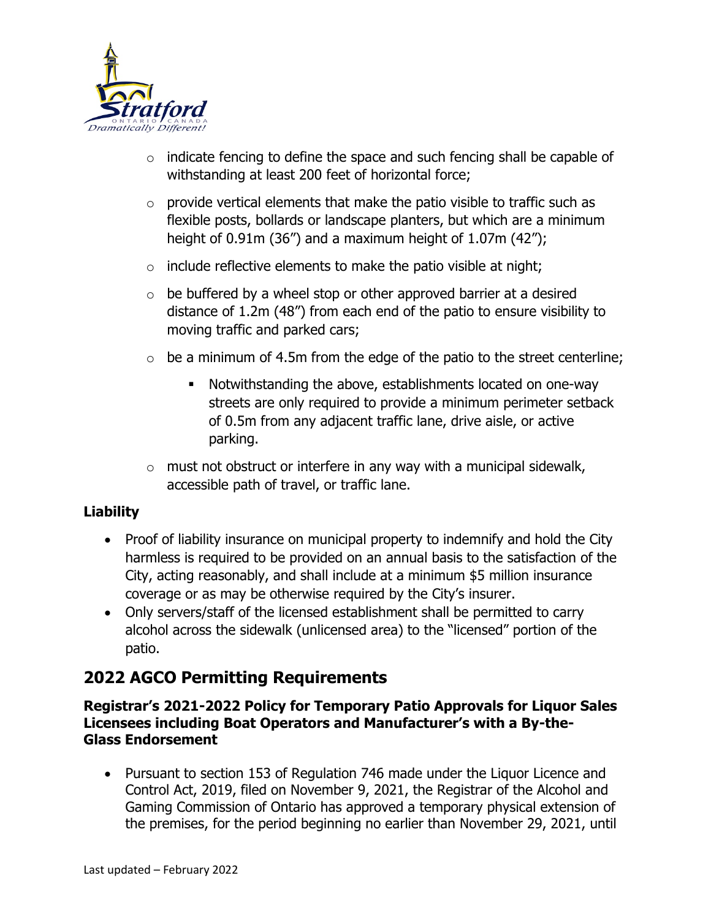- indicate fencing to define the space and such fencing shall be capable of withstanding at least 200 feet of horizontal force;
- provide vertical elements that make the patio visible to traffic such as flexible posts, bollards or landscape planters, but which are a minimum height of 0.91m (36") and a maximum height of 1.07m (42");
- include reflective elements to make the patio visible at night;
- be buffered by a wheel stop or other approved barrier at a desired distance of 1.2m (48") from each end of the patio to ensure visibility to moving traffic and parked cars;
- be a minimum of 4.5m from the edge of the patio to the street centerline;
  - Notwithstanding the above, establishments located on one-way streets are only required to provide a minimum perimeter setback of 0.5m from any adjacent traffic lane, drive aisle, or active parking.
- must not obstruct or interfere in any way with a municipal sidewalk, accessible path of travel, or traffic lane.

**Liability**

- Proof of liability insurance on municipal property to indemnify and hold the City harmless is required to be provided on an annual basis to the satisfaction of the City, acting reasonably, and shall include at a minimum $5 million insurance coverage or as may be otherwise required by the City's insurer.
- Only servers/staff of the licensed establishment shall be permitted to carry alcohol across the sidewalk (unlicensed area) to the "licensed" portion of the patio.

## 2022 AGCO Permitting Requirements

**Registrar's 2021-2022 Policy for Temporary Patio Approvals for Liquor Sales Licensees including Boat Operators and Manufacturer's with a By-the-Glass Endorsement**

- Pursuant to section 153 of Regulation 746 made under the Liquor Licence and Control Act, 2019, filed on November 9, 2021, the Registrar of the Alcohol and Gaming Commission of Ontario has approved a temporary physical extension of the premises, for the period beginning no earlier than November 29, 2021, until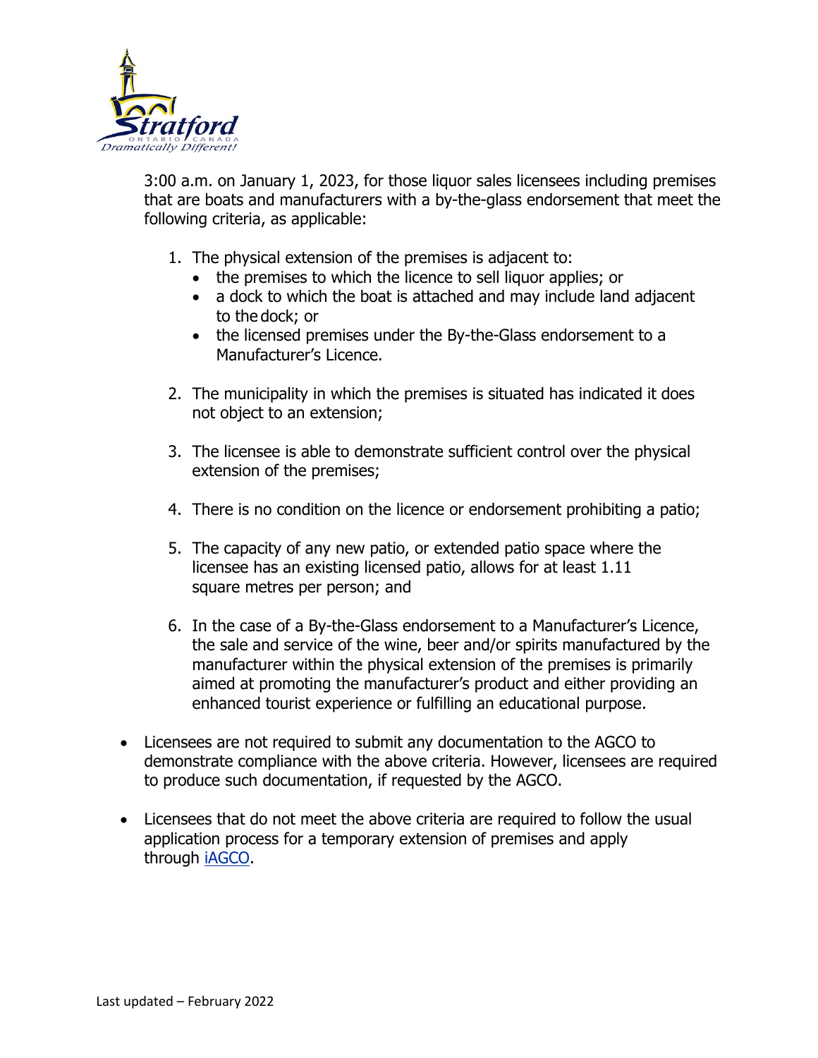3:00 a.m. on January 1, 2023, for those liquor sales licensees including premises that are boats and manufacturers with a by-the-glass endorsement that meet the following criteria, as applicable:

1. The physical extension of the premises is adjacent to:
   - the premises to which the licence to sell liquor applies; or
   - a dock to which the boat is attached and may include land adjacent to the dock; or
   - the licensed premises under the By-the-Glass endorsement to a Manufacturer's Licence.

2. The municipality in which the premises is situated has indicated it does not object to an extension;

3. The licensee is able to demonstrate sufficient control over the physical extension of the premises;

4. There is no condition on the licence or endorsement prohibiting a patio;

5. The capacity of any new patio, or extended patio space where the licensee has an existing licensed patio, allows for at least 1.11 square metres per person; and

6. In the case of a By-the-Glass endorsement to a Manufacturer's Licence, the sale and service of the wine, beer and/or spirits manufactured by the manufacturer within the physical extension of the premises is primarily aimed at promoting the manufacturer's product and either providing an enhanced tourist experience or fulfilling an educational purpose.

- Licensees are not required to submit any documentation to the AGCO to demonstrate compliance with the above criteria. However, licensees are required to produce such documentation, if requested by the AGCO.

- Licensees that do not meet the above criteria are required to follow the usual application process for a temporary extension of premises and apply through iAGCO.

Last updated – February 2022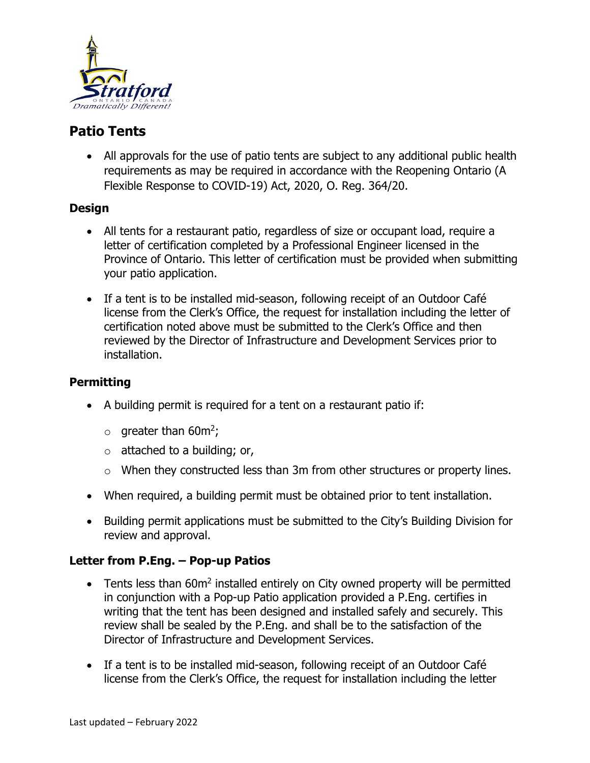## Patio Tents

- All approvals for the use of patio tents are subject to any additional public health requirements as may be required in accordance with the Reopening Ontario (A Flexible Response to COVID-19) Act, 2020, O. Reg. 364/20.

### Design

- All tents for a restaurant patio, regardless of size or occupant load, require a letter of certification completed by a Professional Engineer licensed in the Province of Ontario. This letter of certification must be provided when submitting your patio application.
- If a tent is to be installed mid-season, following receipt of an Outdoor Café license from the Clerk's Office, the request for installation including the letter of certification noted above must be submitted to the Clerk's Office and then reviewed by the Director of Infrastructure and Development Services prior to installation.

### Permitting

- A building permit is required for a tent on a restaurant patio if:
  - greater than $60m^2$;
  - attached to a building; or,
  - When they constructed less than 3m from other structures or property lines.
- When required, a building permit must be obtained prior to tent installation.
- Building permit applications must be submitted to the City's Building Division for review and approval.

### Letter from P.Eng. – Pop-up Patios

- Tents less than $60m^2$ installed entirely on City owned property will be permitted in conjunction with a Pop-up Patio application provided a P.Eng. certifies in writing that the tent has been designed and installed safely and securely. This review shall be sealed by the P.Eng. and shall be to the satisfaction of the Director of Infrastructure and Development Services.
- If a tent is to be installed mid-season, following receipt of an Outdoor Café license from the Clerk's Office, the request for installation including the letter

Last updated – February 2022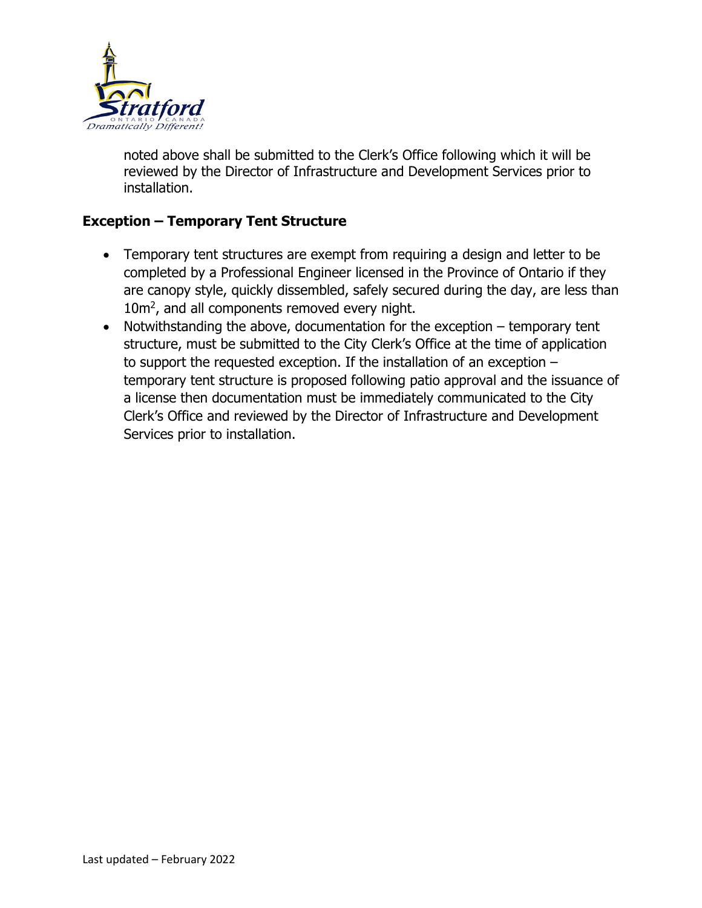noted above shall be submitted to the Clerk's Office following which it will be reviewed by the Director of Infrastructure and Development Services prior to installation.

**Exception – Temporary Tent Structure**

- Temporary tent structures are exempt from requiring a design and letter to be completed by a Professional Engineer licensed in the Province of Ontario if they are canopy style, quickly dissembled, safely secured during the day, are less than $10m^2$, and all components removed every night.
- Notwithstanding the above, documentation for the exception – temporary tent structure, must be submitted to the City Clerk's Office at the time of application to support the requested exception. If the installation of an exception – temporary tent structure is proposed following patio approval and the issuance of a license then documentation must be immediately communicated to the City Clerk's Office and reviewed by the Director of Infrastructure and Development Services prior to installation.